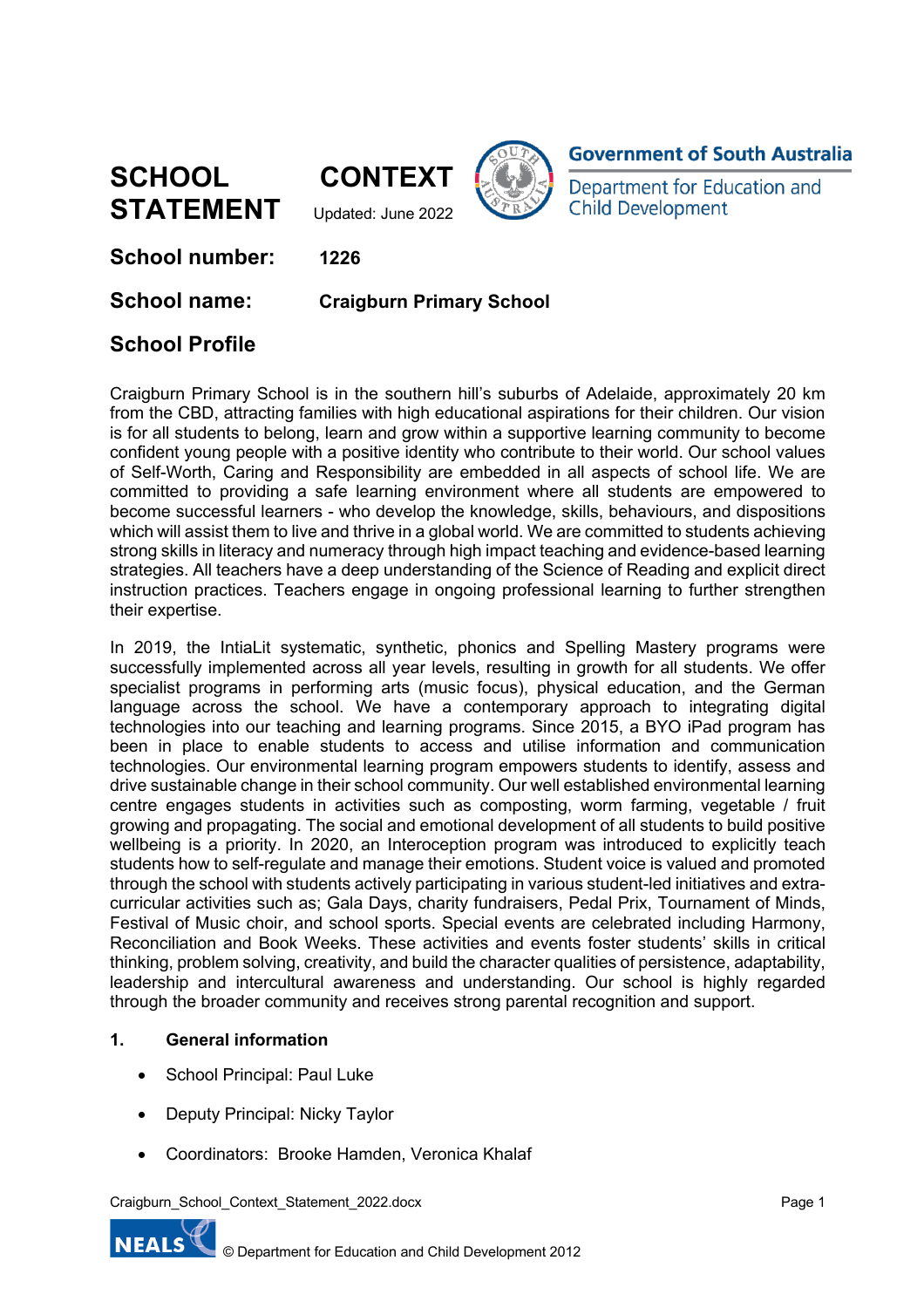# SCHOOL CONTEXT STATEMENT

Updated: June 2022

Government of South Australia
Department for Education and Child Development

**School number:** 1226

**School name:** Craigburn Primary School

## School Profile

Craigburn Primary School is in the southern hill's suburbs of Adelaide, approximately 20 km from the CBD, attracting families with high educational aspirations for their children. Our vision is for all students to belong, learn and grow within a supportive learning community to become confident young people with a positive identity who contribute to their world. Our school values of Self-Worth, Caring and Responsibility are embedded in all aspects of school life. We are committed to providing a safe learning environment where all students are empowered to become successful learners - who develop the knowledge, skills, behaviours, and dispositions which will assist them to live and thrive in a global world. We are committed to students achieving strong skills in literacy and numeracy through high impact teaching and evidence-based learning strategies. All teachers have a deep understanding of the Science of Reading and explicit direct instruction practices. Teachers engage in ongoing professional learning to further strengthen their expertise.

In 2019, the IntiaLit systematic, synthetic, phonics and Spelling Mastery programs were successfully implemented across all year levels, resulting in growth for all students. We offer specialist programs in performing arts (music focus), physical education, and the German language across the school. We have a contemporary approach to integrating digital technologies into our teaching and learning programs. Since 2015, a BYO iPad program has been in place to enable students to access and utilise information and communication technologies. Our environmental learning program empowers students to identify, assess and drive sustainable change in their school community. Our well established environmental learning centre engages students in activities such as composting, worm farming, vegetable / fruit growing and propagating. The social and emotional development of all students to build positive wellbeing is a priority. In 2020, an Interoception program was introduced to explicitly teach students how to self-regulate and manage their emotions. Student voice is valued and promoted through the school with students actively participating in various student-led initiatives and extra-curricular activities such as; Gala Days, charity fundraisers, Pedal Prix, Tournament of Minds, Festival of Music choir, and school sports. Special events are celebrated including Harmony, Reconciliation and Book Weeks. These activities and events foster students' skills in critical thinking, problem solving, creativity, and build the character qualities of persistence, adaptability, leadership and intercultural awareness and understanding. Our school is highly regarded through the broader community and receives strong parental recognition and support.

### 1. General information

- School Principal: Paul Luke
- Deputy Principal: Nicky Taylor
- Coordinators: Brooke Hamden, Veronica Khalaf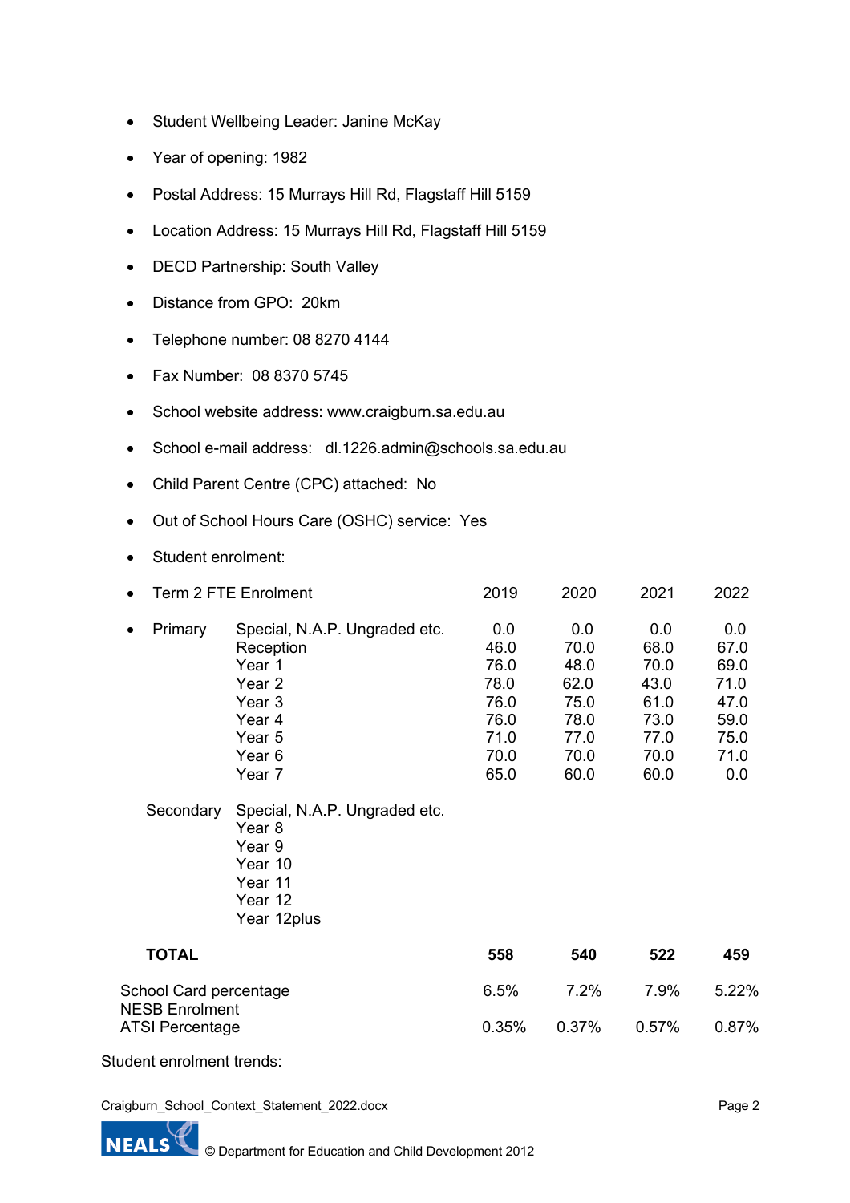- Student Wellbeing Leader: Janine McKay
- Year of opening: 1982
- Postal Address: 15 Murrays Hill Rd, Flagstaff Hill 5159
- Location Address: 15 Murrays Hill Rd, Flagstaff Hill 5159
- DECD Partnership: South Valley
- Distance from GPO: 20km
- Telephone number: 08 8270 4144
- Fax Number: 08 8370 5745
- School website address: www.craigburn.sa.edu.au
- School e-mail address: dl.1226.admin@schools.sa.edu.au
- Child Parent Centre (CPC) attached: No
- Out of School Hours Care (OSHC) service: Yes
- Student enrolment:

| Term 2 FTE Enrolment | | 2019 | 2020 | 2021 | 2022 |
|---|---|---|---|---|---|
| Primary | Special, N.A.P. Ungraded etc. | 0.0 | 0.0 | 0.0 | 0.0 |
| | Reception | 46.0 | 70.0 | 68.0 | 67.0 |
| | Year 1 | 76.0 | 48.0 | 70.0 | 69.0 |
| | Year 2 | 78.0 | 62.0 | 43.0 | 71.0 |
| | Year 3 | 76.0 | 75.0 | 61.0 | 47.0 |
| | Year 4 | 76.0 | 78.0 | 73.0 | 59.0 |
| | Year 5 | 71.0 | 77.0 | 77.0 | 75.0 |
| | Year 6 | 70.0 | 70.0 | 70.0 | 71.0 |
| | Year 7 | 65.0 | 60.0 | 60.0 | 0.0 |
| Secondary | Special, N.A.P. Ungraded etc. | | | | |
| | Year 8 | | | | |
| | Year 9 | | | | |
| | Year 10 | | | | |
| | Year 11 | | | | |
| | Year 12 | | | | |
| | Year 12plus | | | | |
| **TOTAL** | | **558** | **540** | **522** | **459** |
| School Card percentage | | 6.5% | 7.2% | 7.9% | 5.22% |
| NESB Enrolment | | | | | |
| ATSI Percentage | | 0.35% | 0.37% | 0.57% | 0.87% |

Student enrolment trends: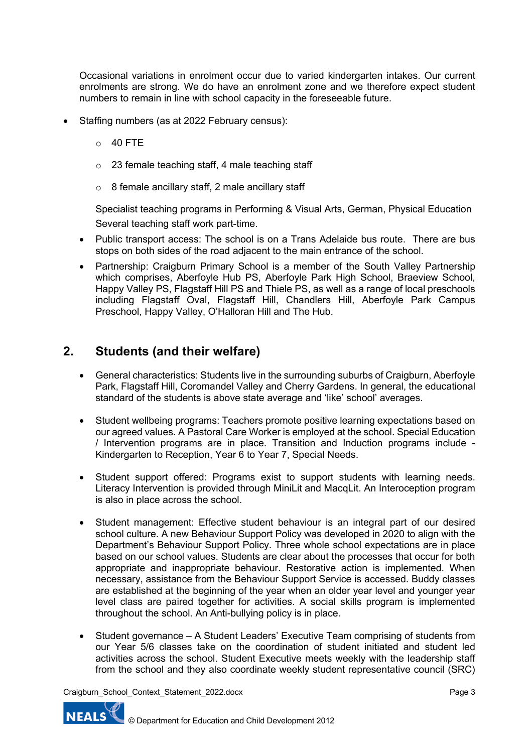Occasional variations in enrolment occur due to varied kindergarten intakes. Our current enrolments are strong. We do have an enrolment zone and we therefore expect student numbers to remain in line with school capacity in the foreseeable future.

- Staffing numbers (as at 2022 February census):
  - 40 FTE
  - 23 female teaching staff, 4 male teaching staff
  - 8 female ancillary staff, 2 male ancillary staff

  Specialist teaching programs in Performing & Visual Arts, German, Physical Education
  Several teaching staff work part-time.

- Public transport access: The school is on a Trans Adelaide bus route. There are bus stops on both sides of the road adjacent to the main entrance of the school.
- Partnership: Craigburn Primary School is a member of the South Valley Partnership which comprises, Aberfoyle Hub PS, Aberfoyle Park High School, Braeview School, Happy Valley PS, Flagstaff Hill PS and Thiele PS, as well as a range of local preschools including Flagstaff Oval, Flagstaff Hill, Chandlers Hill, Aberfoyle Park Campus Preschool, Happy Valley, O'Halloran Hill and The Hub.

## 2. Students (and their welfare)

- General characteristics: Students live in the surrounding suburbs of Craigburn, Aberfoyle Park, Flagstaff Hill, Coromandel Valley and Cherry Gardens. In general, the educational standard of the students is above state average and 'like' school' averages.

- Student wellbeing programs: Teachers promote positive learning expectations based on our agreed values. A Pastoral Care Worker is employed at the school. Special Education / Intervention programs are in place. Transition and Induction programs include - Kindergarten to Reception, Year 6 to Year 7, Special Needs.

- Student support offered: Programs exist to support students with learning needs. Literacy Intervention is provided through MiniLit and MacqLit. An Interoception program is also in place across the school.

- Student management: Effective student behaviour is an integral part of our desired school culture. A new Behaviour Support Policy was developed in 2020 to align with the Department's Behaviour Support Policy. Three whole school expectations are in place based on our school values. Students are clear about the processes that occur for both appropriate and inappropriate behaviour. Restorative action is implemented. When necessary, assistance from the Behaviour Support Service is accessed. Buddy classes are established at the beginning of the year when an older year level and younger year level class are paired together for activities. A social skills program is implemented throughout the school. An Anti-bullying policy is in place.

- Student governance – A Student Leaders' Executive Team comprising of students from our Year 5/6 classes take on the coordination of student initiated and student led activities across the school. Student Executive meets weekly with the leadership staff from the school and they also coordinate weekly student representative council (SRC)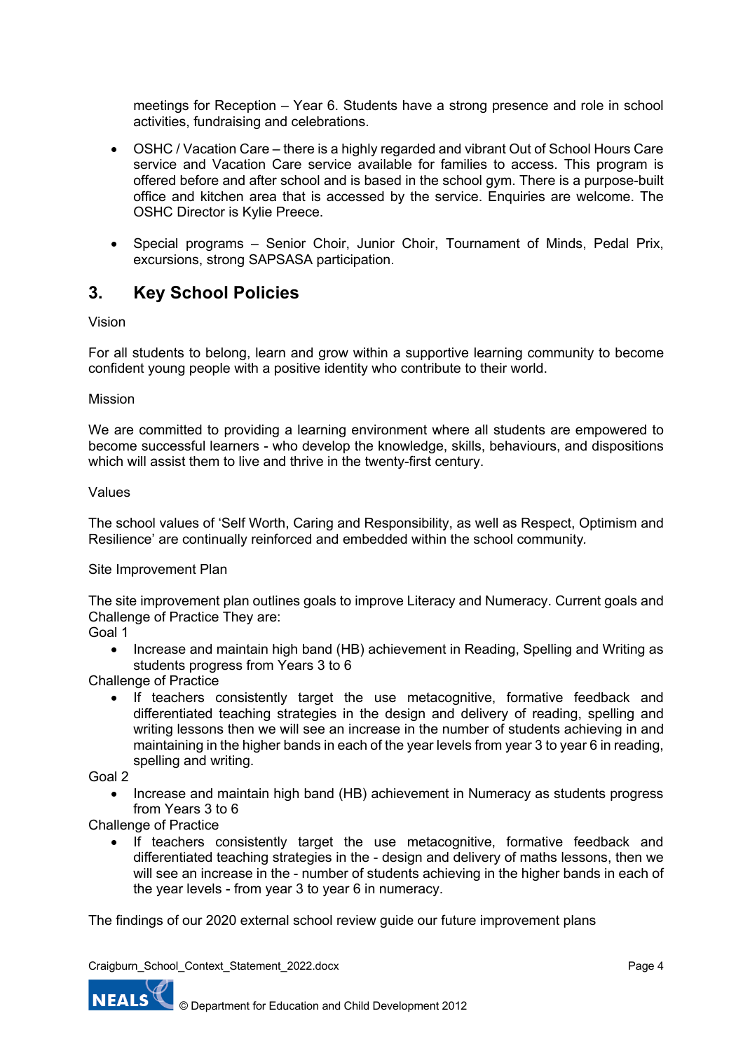meetings for Reception – Year 6. Students have a strong presence and role in school activities, fundraising and celebrations.

- OSHC / Vacation Care – there is a highly regarded and vibrant Out of School Hours Care service and Vacation Care service available for families to access. This program is offered before and after school and is based in the school gym. There is a purpose-built office and kitchen area that is accessed by the service. Enquiries are welcome. The OSHC Director is Kylie Preece.

- Special programs – Senior Choir, Junior Choir, Tournament of Minds, Pedal Prix, excursions, strong SAPSASA participation.

## 3. Key School Policies

Vision

For all students to belong, learn and grow within a supportive learning community to become confident young people with a positive identity who contribute to their world.

Mission

We are committed to providing a learning environment where all students are empowered to become successful learners - who develop the knowledge, skills, behaviours, and dispositions which will assist them to live and thrive in the twenty-first century.

Values

The school values of 'Self Worth, Caring and Responsibility, as well as Respect, Optimism and Resilience' are continually reinforced and embedded within the school community.

Site Improvement Plan

The site improvement plan outlines goals to improve Literacy and Numeracy. Current goals and Challenge of Practice They are:

Goal 1

- Increase and maintain high band (HB) achievement in Reading, Spelling and Writing as students progress from Years 3 to 6

Challenge of Practice

- If teachers consistently target the use metacognitive, formative feedback and differentiated teaching strategies in the design and delivery of reading, spelling and writing lessons then we will see an increase in the number of students achieving in and maintaining in the higher bands in each of the year levels from year 3 to year 6 in reading, spelling and writing.

Goal 2

- Increase and maintain high band (HB) achievement in Numeracy as students progress from Years 3 to 6

Challenge of Practice

- If teachers consistently target the use metacognitive, formative feedback and differentiated teaching strategies in the - design and delivery of maths lessons, then we will see an increase in the - number of students achieving in the higher bands in each of the year levels - from year 3 to year 6 in numeracy.

The findings of our 2020 external school review guide our future improvement plans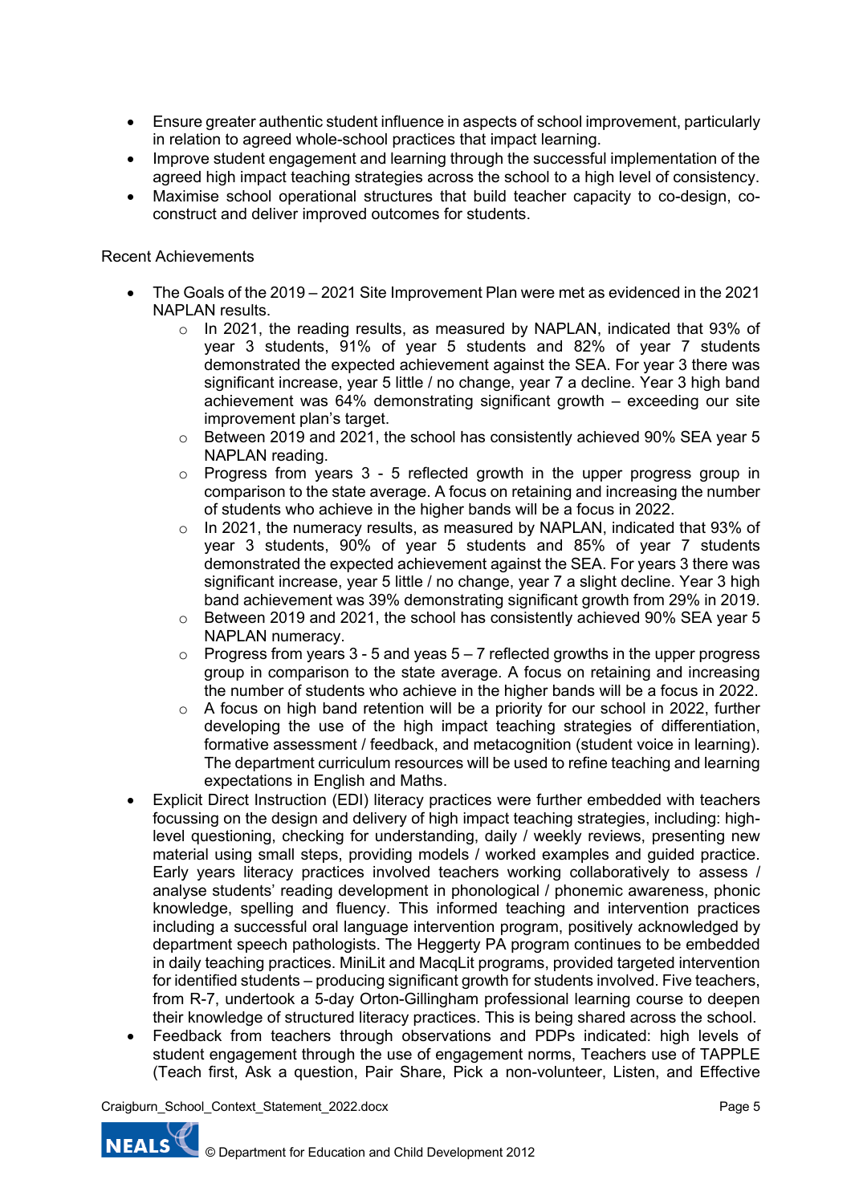- Ensure greater authentic student influence in aspects of school improvement, particularly in relation to agreed whole-school practices that impact learning.
- Improve student engagement and learning through the successful implementation of the agreed high impact teaching strategies across the school to a high level of consistency.
- Maximise school operational structures that build teacher capacity to co-design, co-construct and deliver improved outcomes for students.

Recent Achievements

- The Goals of the 2019 – 2021 Site Improvement Plan were met as evidenced in the 2021 NAPLAN results.
  - In 2021, the reading results, as measured by NAPLAN, indicated that 93% of year 3 students, 91% of year 5 students and 82% of year 7 students demonstrated the expected achievement against the SEA. For year 3 there was significant increase, year 5 little / no change, year 7 a decline. Year 3 high band achievement was 64% demonstrating significant growth – exceeding our site improvement plan's target.
  - Between 2019 and 2021, the school has consistently achieved 90% SEA year 5 NAPLAN reading.
  - Progress from years 3 - 5 reflected growth in the upper progress group in comparison to the state average. A focus on retaining and increasing the number of students who achieve in the higher bands will be a focus in 2022.
  - In 2021, the numeracy results, as measured by NAPLAN, indicated that 93% of year 3 students, 90% of year 5 students and 85% of year 7 students demonstrated the expected achievement against the SEA. For years 3 there was significant increase, year 5 little / no change, year 7 a slight decline. Year 3 high band achievement was 39% demonstrating significant growth from 29% in 2019.
  - Between 2019 and 2021, the school has consistently achieved 90% SEA year 5 NAPLAN numeracy.
  - Progress from years 3 - 5 and yeas 5 – 7 reflected growths in the upper progress group in comparison to the state average. A focus on retaining and increasing the number of students who achieve in the higher bands will be a focus in 2022.
  - A focus on high band retention will be a priority for our school in 2022, further developing the use of the high impact teaching strategies of differentiation, formative assessment / feedback, and metacognition (student voice in learning). The department curriculum resources will be used to refine teaching and learning expectations in English and Maths.
- Explicit Direct Instruction (EDI) literacy practices were further embedded with teachers focussing on the design and delivery of high impact teaching strategies, including: high-level questioning, checking for understanding, daily / weekly reviews, presenting new material using small steps, providing models / worked examples and guided practice. Early years literacy practices involved teachers working collaboratively to assess / analyse students' reading development in phonological / phonemic awareness, phonic knowledge, spelling and fluency. This informed teaching and intervention practices including a successful oral language intervention program, positively acknowledged by department speech pathologists. The Heggerty PA program continues to be embedded in daily teaching practices. MiniLit and MacqLit programs, provided targeted intervention for identified students – producing significant growth for students involved. Five teachers, from R-7, undertook a 5-day Orton-Gillingham professional learning course to deepen their knowledge of structured literacy practices. This is being shared across the school.
- Feedback from teachers through observations and PDPs indicated: high levels of student engagement through the use of engagement norms, Teachers use of TAPPLE (Teach first, Ask a question, Pair Share, Pick a non-volunteer, Listen, and Effective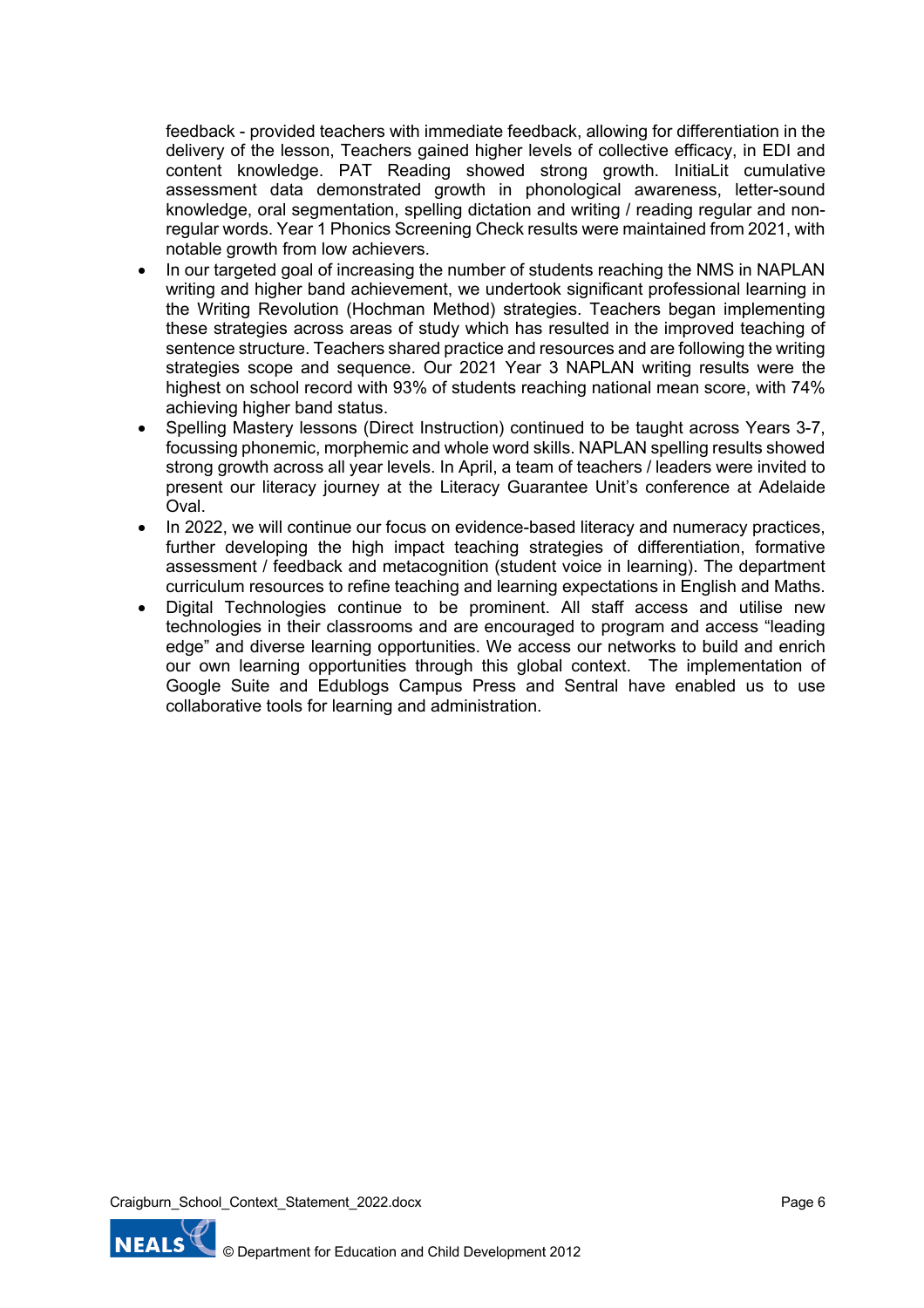feedback - provided teachers with immediate feedback, allowing for differentiation in the delivery of the lesson, Teachers gained higher levels of collective efficacy, in EDI and content knowledge. PAT Reading showed strong growth. InitiaLit cumulative assessment data demonstrated growth in phonological awareness, letter-sound knowledge, oral segmentation, spelling dictation and writing / reading regular and non-regular words. Year 1 Phonics Screening Check results were maintained from 2021, with notable growth from low achievers.

- In our targeted goal of increasing the number of students reaching the NMS in NAPLAN writing and higher band achievement, we undertook significant professional learning in the Writing Revolution (Hochman Method) strategies. Teachers began implementing these strategies across areas of study which has resulted in the improved teaching of sentence structure. Teachers shared practice and resources and are following the writing strategies scope and sequence. Our 2021 Year 3 NAPLAN writing results were the highest on school record with 93% of students reaching national mean score, with 74% achieving higher band status.
- Spelling Mastery lessons (Direct Instruction) continued to be taught across Years 3-7, focussing phonemic, morphemic and whole word skills. NAPLAN spelling results showed strong growth across all year levels. In April, a team of teachers / leaders were invited to present our literacy journey at the Literacy Guarantee Unit's conference at Adelaide Oval.
- In 2022, we will continue our focus on evidence-based literacy and numeracy practices, further developing the high impact teaching strategies of differentiation, formative assessment / feedback and metacognition (student voice in learning). The department curriculum resources to refine teaching and learning expectations in English and Maths.
- Digital Technologies continue to be prominent. All staff access and utilise new technologies in their classrooms and are encouraged to program and access "leading edge" and diverse learning opportunities. We access our networks to build and enrich our own learning opportunities through this global context. The implementation of Google Suite and Edublogs Campus Press and Sentral have enabled us to use collaborative tools for learning and administration.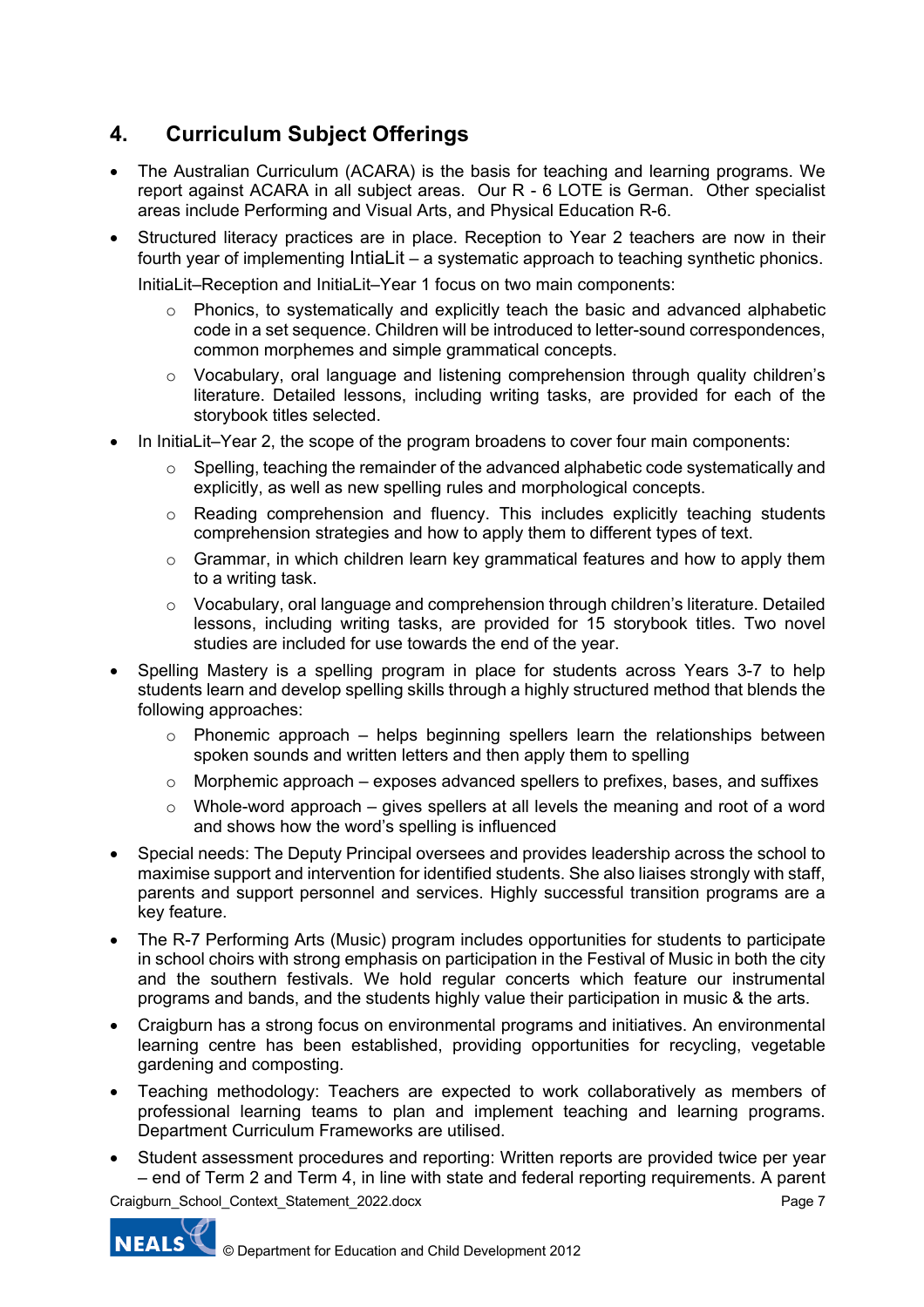## 4. Curriculum Subject Offerings

- The Australian Curriculum (ACARA) is the basis for teaching and learning programs. We report against ACARA in all subject areas. Our R - 6 LOTE is German. Other specialist areas include Performing and Visual Arts, and Physical Education R-6.
- Structured literacy practices are in place. Reception to Year 2 teachers are now in their fourth year of implementing IntiaLit – a systematic approach to teaching synthetic phonics.

  InitiaLit–Reception and InitiaLit–Year 1 focus on two main components:
    - Phonics, to systematically and explicitly teach the basic and advanced alphabetic code in a set sequence. Children will be introduced to letter-sound correspondences, common morphemes and simple grammatical concepts.
    - Vocabulary, oral language and listening comprehension through quality children's literature. Detailed lessons, including writing tasks, are provided for each of the storybook titles selected.
- In InitiaLit–Year 2, the scope of the program broadens to cover four main components:
    - Spelling, teaching the remainder of the advanced alphabetic code systematically and explicitly, as well as new spelling rules and morphological concepts.
    - Reading comprehension and fluency. This includes explicitly teaching students comprehension strategies and how to apply them to different types of text.
    - Grammar, in which children learn key grammatical features and how to apply them to a writing task.
    - Vocabulary, oral language and comprehension through children's literature. Detailed lessons, including writing tasks, are provided for 15 storybook titles. Two novel studies are included for use towards the end of the year.
- Spelling Mastery is a spelling program in place for students across Years 3-7 to help students learn and develop spelling skills through a highly structured method that blends the following approaches:
    - Phonemic approach – helps beginning spellers learn the relationships between spoken sounds and written letters and then apply them to spelling
    - Morphemic approach – exposes advanced spellers to prefixes, bases, and suffixes
    - Whole-word approach – gives spellers at all levels the meaning and root of a word and shows how the word's spelling is influenced
- Special needs: The Deputy Principal oversees and provides leadership across the school to maximise support and intervention for identified students. She also liaises strongly with staff, parents and support personnel and services. Highly successful transition programs are a key feature.
- The R-7 Performing Arts (Music) program includes opportunities for students to participate in school choirs with strong emphasis on participation in the Festival of Music in both the city and the southern festivals. We hold regular concerts which feature our instrumental programs and bands, and the students highly value their participation in music & the arts.
- Craigburn has a strong focus on environmental programs and initiatives. An environmental learning centre has been established, providing opportunities for recycling, vegetable gardening and composting.
- Teaching methodology: Teachers are expected to work collaboratively as members of professional learning teams to plan and implement teaching and learning programs. Department Curriculum Frameworks are utilised.
- Student assessment procedures and reporting: Written reports are provided twice per year – end of Term 2 and Term 4, in line with state and federal reporting requirements. A parent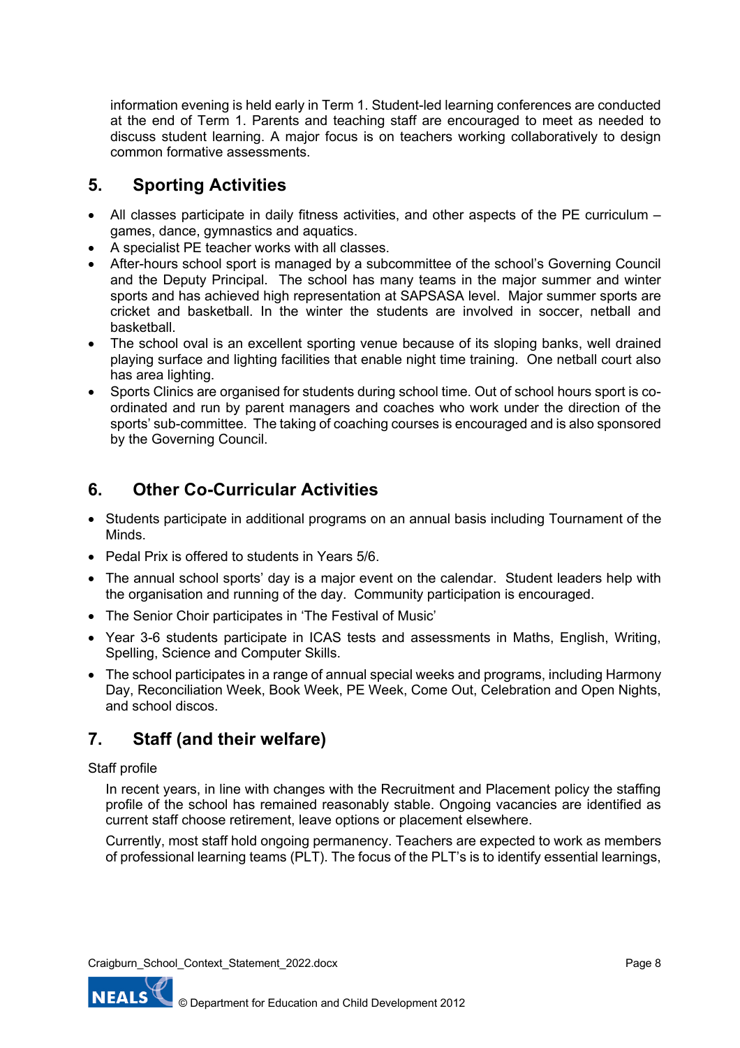information evening is held early in Term 1. Student-led learning conferences are conducted at the end of Term 1. Parents and teaching staff are encouraged to meet as needed to discuss student learning. A major focus is on teachers working collaboratively to design common formative assessments.

## 5. Sporting Activities

- All classes participate in daily fitness activities, and other aspects of the PE curriculum – games, dance, gymnastics and aquatics.
- A specialist PE teacher works with all classes.
- After-hours school sport is managed by a subcommittee of the school's Governing Council and the Deputy Principal. The school has many teams in the major summer and winter sports and has achieved high representation at SAPSASA level. Major summer sports are cricket and basketball. In the winter the students are involved in soccer, netball and basketball.
- The school oval is an excellent sporting venue because of its sloping banks, well drained playing surface and lighting facilities that enable night time training. One netball court also has area lighting.
- Sports Clinics are organised for students during school time. Out of school hours sport is co-ordinated and run by parent managers and coaches who work under the direction of the sports' sub-committee. The taking of coaching courses is encouraged and is also sponsored by the Governing Council.

## 6. Other Co-Curricular Activities

- Students participate in additional programs on an annual basis including Tournament of the Minds.
- Pedal Prix is offered to students in Years 5/6.
- The annual school sports' day is a major event on the calendar. Student leaders help with the organisation and running of the day. Community participation is encouraged.
- The Senior Choir participates in 'The Festival of Music'
- Year 3-6 students participate in ICAS tests and assessments in Maths, English, Writing, Spelling, Science and Computer Skills.
- The school participates in a range of annual special weeks and programs, including Harmony Day, Reconciliation Week, Book Week, PE Week, Come Out, Celebration and Open Nights, and school discos.

## 7. Staff (and their welfare)

Staff profile

In recent years, in line with changes with the Recruitment and Placement policy the staffing profile of the school has remained reasonably stable. Ongoing vacancies are identified as current staff choose retirement, leave options or placement elsewhere.

Currently, most staff hold ongoing permanency. Teachers are expected to work as members of professional learning teams (PLT). The focus of the PLT's is to identify essential learnings,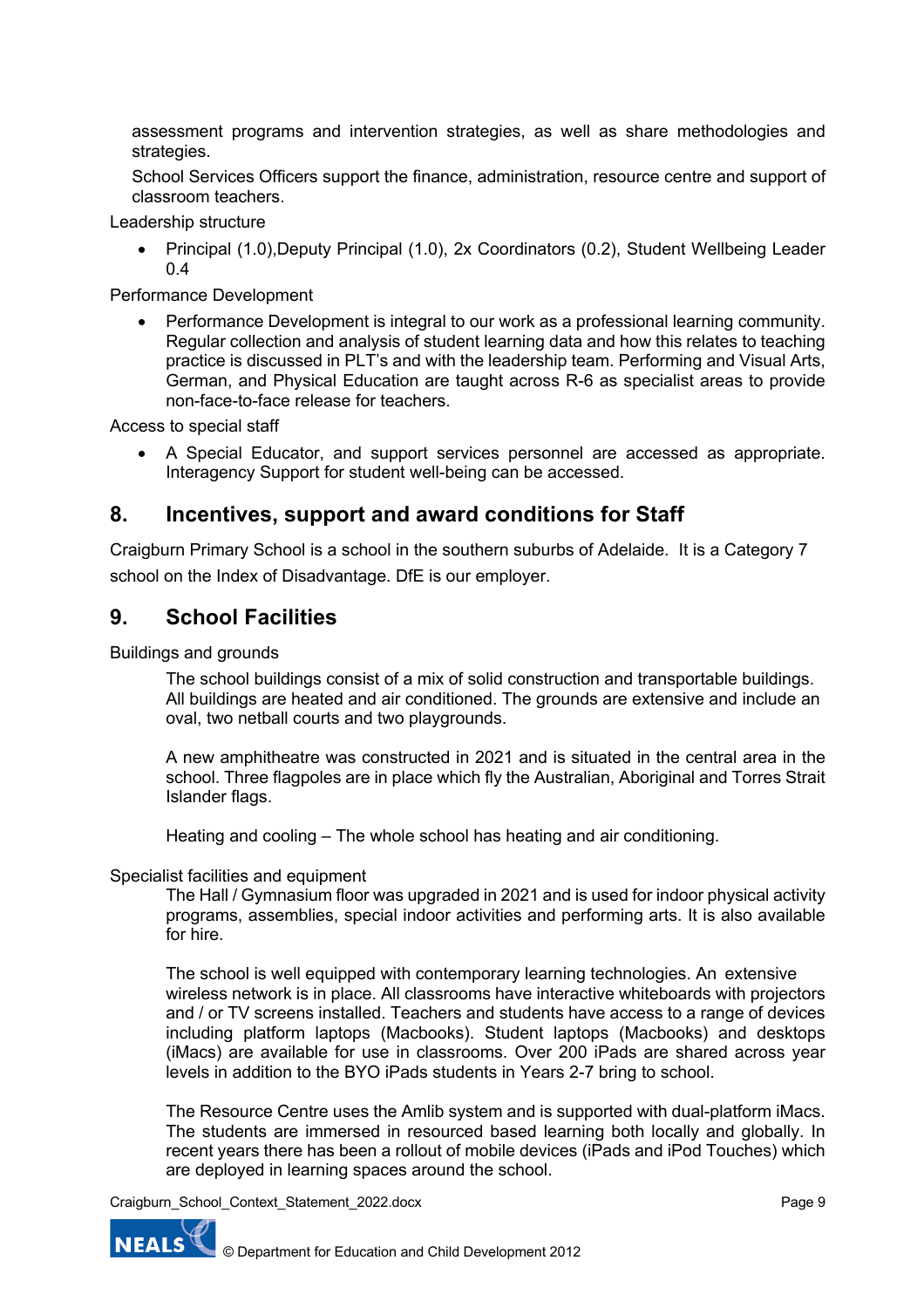assessment programs and intervention strategies, as well as share methodologies and strategies.

School Services Officers support the finance, administration, resource centre and support of classroom teachers.

Leadership structure

- Principal (1.0),Deputy Principal (1.0), 2x Coordinators (0.2), Student Wellbeing Leader 0.4

Performance Development

- Performance Development is integral to our work as a professional learning community. Regular collection and analysis of student learning data and how this relates to teaching practice is discussed in PLT's and with the leadership team. Performing and Visual Arts, German, and Physical Education are taught across R-6 as specialist areas to provide non-face-to-face release for teachers.

Access to special staff

- A Special Educator, and support services personnel are accessed as appropriate. Interagency Support for student well-being can be accessed.

## 8. Incentives, support and award conditions for Staff

Craigburn Primary School is a school in the southern suburbs of Adelaide. It is a Category 7 school on the Index of Disadvantage. DfE is our employer.

## 9. School Facilities

Buildings and grounds

The school buildings consist of a mix of solid construction and transportable buildings. All buildings are heated and air conditioned. The grounds are extensive and include an oval, two netball courts and two playgrounds.

A new amphitheatre was constructed in 2021 and is situated in the central area in the school. Three flagpoles are in place which fly the Australian, Aboriginal and Torres Strait Islander flags.

Heating and cooling – The whole school has heating and air conditioning.

Specialist facilities and equipment

The Hall / Gymnasium floor was upgraded in 2021 and is used for indoor physical activity programs, assemblies, special indoor activities and performing arts. It is also available for hire.

The school is well equipped with contemporary learning technologies. An extensive wireless network is in place. All classrooms have interactive whiteboards with projectors and / or TV screens installed. Teachers and students have access to a range of devices including platform laptops (Macbooks). Student laptops (Macbooks) and desktops (iMacs) are available for use in classrooms. Over 200 iPads are shared across year levels in addition to the BYO iPads students in Years 2-7 bring to school.

The Resource Centre uses the Amlib system and is supported with dual-platform iMacs. The students are immersed in resourced based learning both locally and globally. In recent years there has been a rollout of mobile devices (iPads and iPod Touches) which are deployed in learning spaces around the school.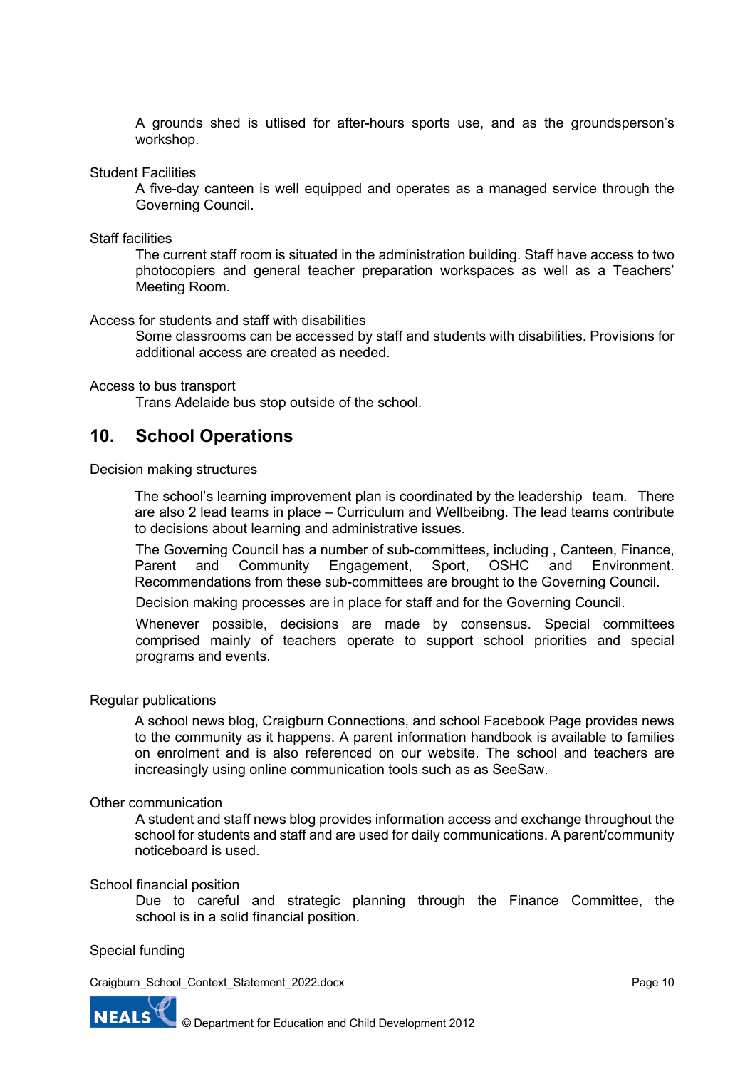A grounds shed is utlised for after-hours sports use, and as the groundsperson's workshop.

Student Facilities

A five-day canteen is well equipped and operates as a managed service through the Governing Council.

Staff facilities

The current staff room is situated in the administration building. Staff have access to two photocopiers and general teacher preparation workspaces as well as a Teachers' Meeting Room.

Access for students and staff with disabilities

Some classrooms can be accessed by staff and students with disabilities. Provisions for additional access are created as needed.

Access to bus transport

Trans Adelaide bus stop outside of the school.

## 10. School Operations

Decision making structures

The school's learning improvement plan is coordinated by the leadership team. There are also 2 lead teams in place – Curriculum and Wellbeibng. The lead teams contribute to decisions about learning and administrative issues.

The Governing Council has a number of sub-committees, including , Canteen, Finance, Parent and Community Engagement, Sport, OSHC and Environment. Recommendations from these sub-committees are brought to the Governing Council.

Decision making processes are in place for staff and for the Governing Council.

Whenever possible, decisions are made by consensus. Special committees comprised mainly of teachers operate to support school priorities and special programs and events.

Regular publications

A school news blog, Craigburn Connections, and school Facebook Page provides news to the community as it happens. A parent information handbook is available to families on enrolment and is also referenced on our website. The school and teachers are increasingly using online communication tools such as as SeeSaw.

Other communication

A student and staff news blog provides information access and exchange throughout the school for students and staff and are used for daily communications. A parent/community noticeboard is used.

School financial position

Due to careful and strategic planning through the Finance Committee, the school is in a solid financial position.

Special funding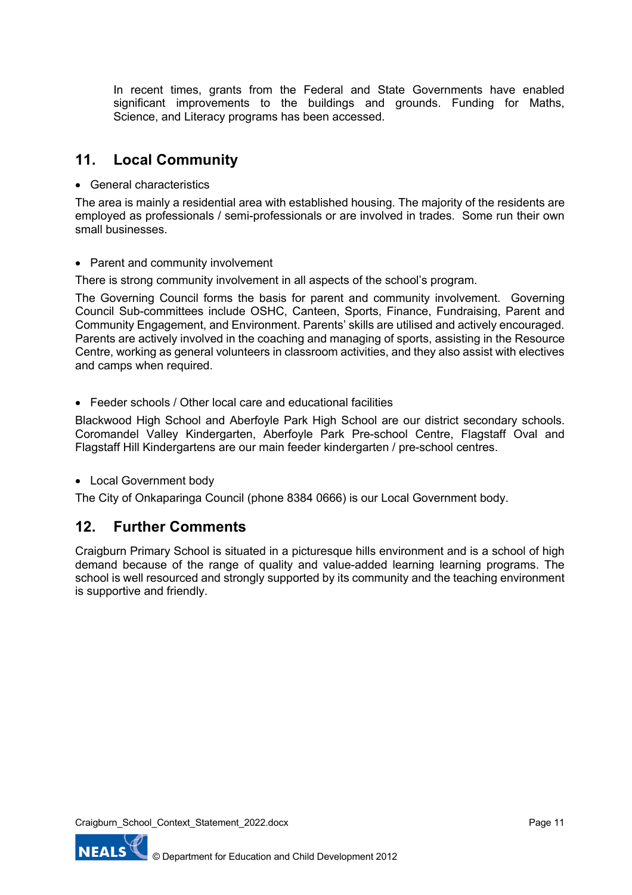In recent times, grants from the Federal and State Governments have enabled significant improvements to the buildings and grounds. Funding for Maths, Science, and Literacy programs has been accessed.

## 11. Local Community

- General characteristics

The area is mainly a residential area with established housing. The majority of the residents are employed as professionals / semi-professionals or are involved in trades. Some run their own small businesses.

- Parent and community involvement

There is strong community involvement in all aspects of the school's program.

The Governing Council forms the basis for parent and community involvement. Governing Council Sub-committees include OSHC, Canteen, Sports, Finance, Fundraising, Parent and Community Engagement, and Environment. Parents' skills are utilised and actively encouraged. Parents are actively involved in the coaching and managing of sports, assisting in the Resource Centre, working as general volunteers in classroom activities, and they also assist with electives and camps when required.

- Feeder schools / Other local care and educational facilities

Blackwood High School and Aberfoyle Park High School are our district secondary schools. Coromandel Valley Kindergarten, Aberfoyle Park Pre-school Centre, Flagstaff Oval and Flagstaff Hill Kindergartens are our main feeder kindergarten / pre-school centres.

- Local Government body

The City of Onkaparinga Council (phone 8384 0666) is our Local Government body.

## 12. Further Comments

Craigburn Primary School is situated in a picturesque hills environment and is a school of high demand because of the range of quality and value-added learning learning programs. The school is well resourced and strongly supported by its community and the teaching environment is supportive and friendly.